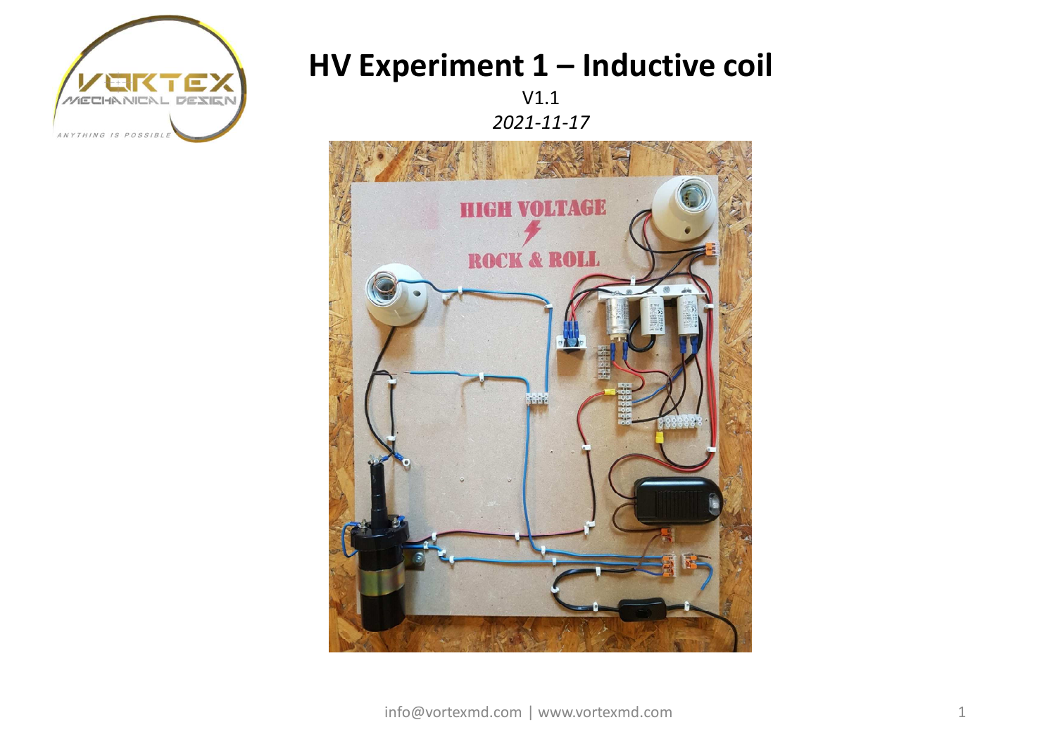# HV Experiment 1 – Inductive coil

V1.1

*2021-11-17*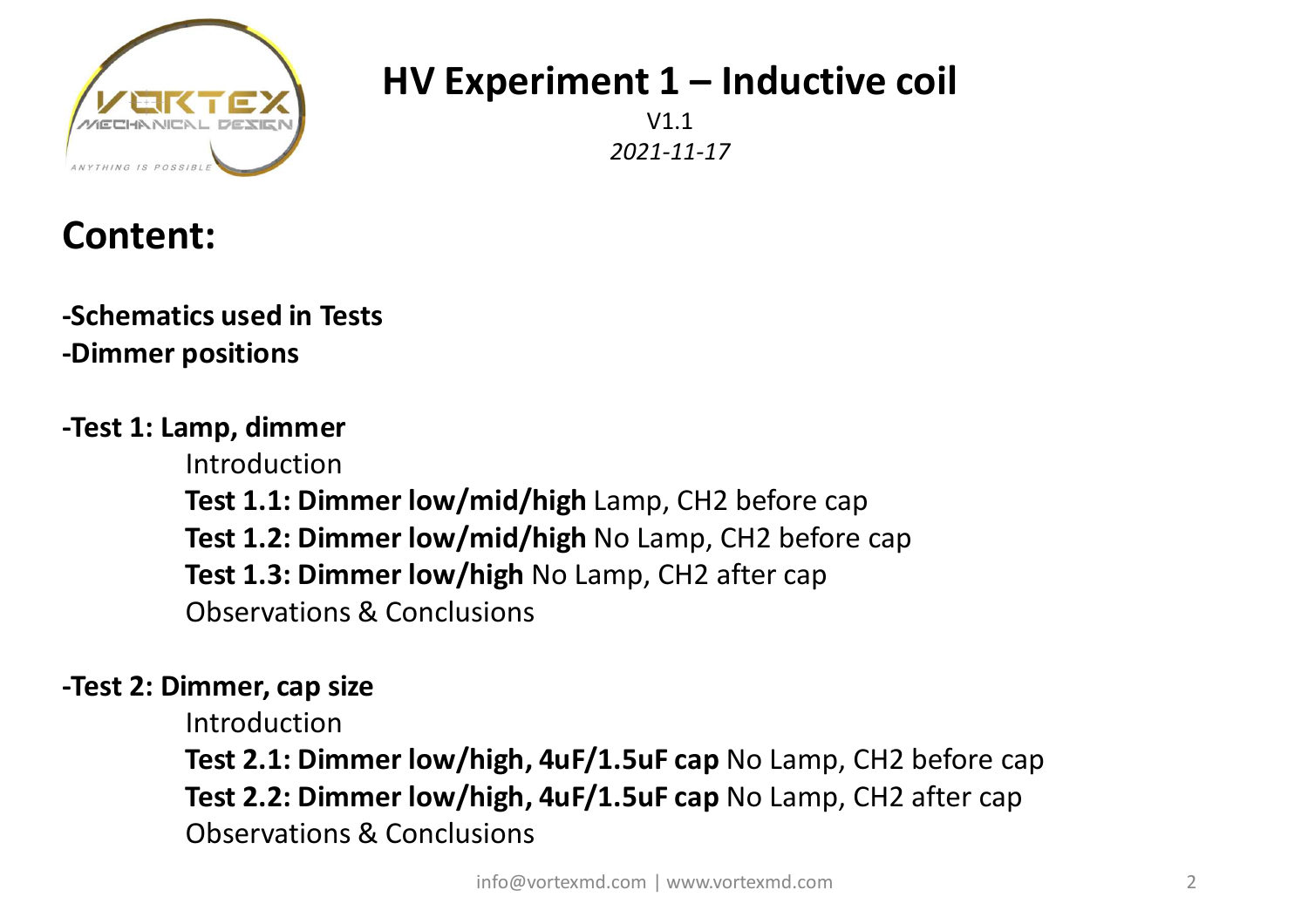# HV Experiment 1 – Inductive coil

V1.1

*2021-11-17*

## Content:

**-Schematics used in Tests**
**-Dimmer positions**

**-Test 1: Lamp, dimmer**

- Introduction
- **Test 1.1: Dimmer low/mid/high** Lamp, CH2 before cap
- **Test 1.2: Dimmer low/mid/high** No Lamp, CH2 before cap
- **Test 1.3: Dimmer low/high** No Lamp, CH2 after cap
- Observations & Conclusions

**-Test 2: Dimmer, cap size**

- Introduction
- **Test 2.1: Dimmer low/high, 4uF/1.5uF cap** No Lamp, CH2 before cap
- **Test 2.2: Dimmer low/high, 4uF/1.5uF cap** No Lamp, CH2 after cap
- Observations & Conclusions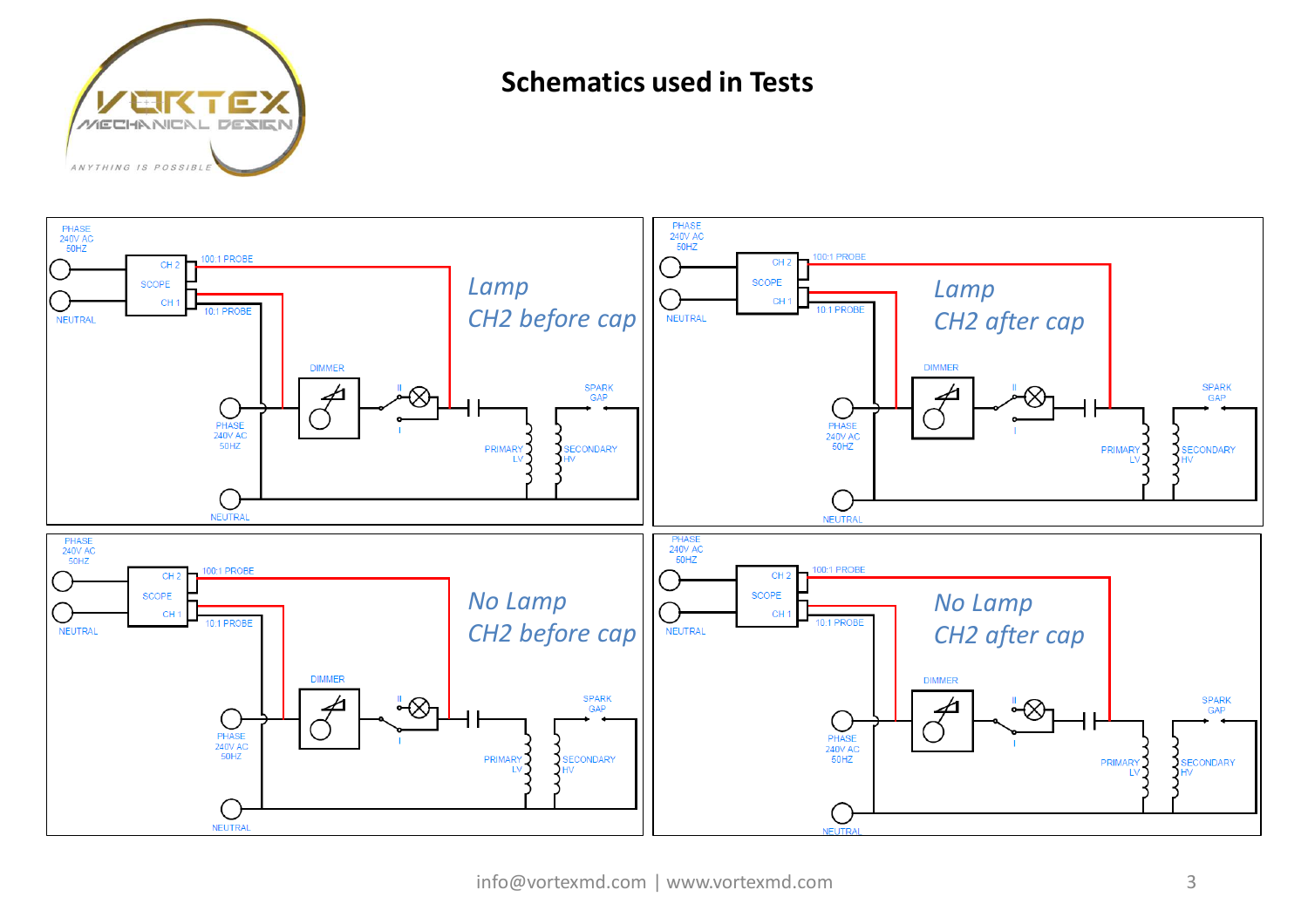# Schematics used in Tests

*Lamp*
*CH2 before cap*

*Lamp*
*CH2 after cap*

*No Lamp*
*CH2 before cap*

*No Lamp*
*CH2 after cap*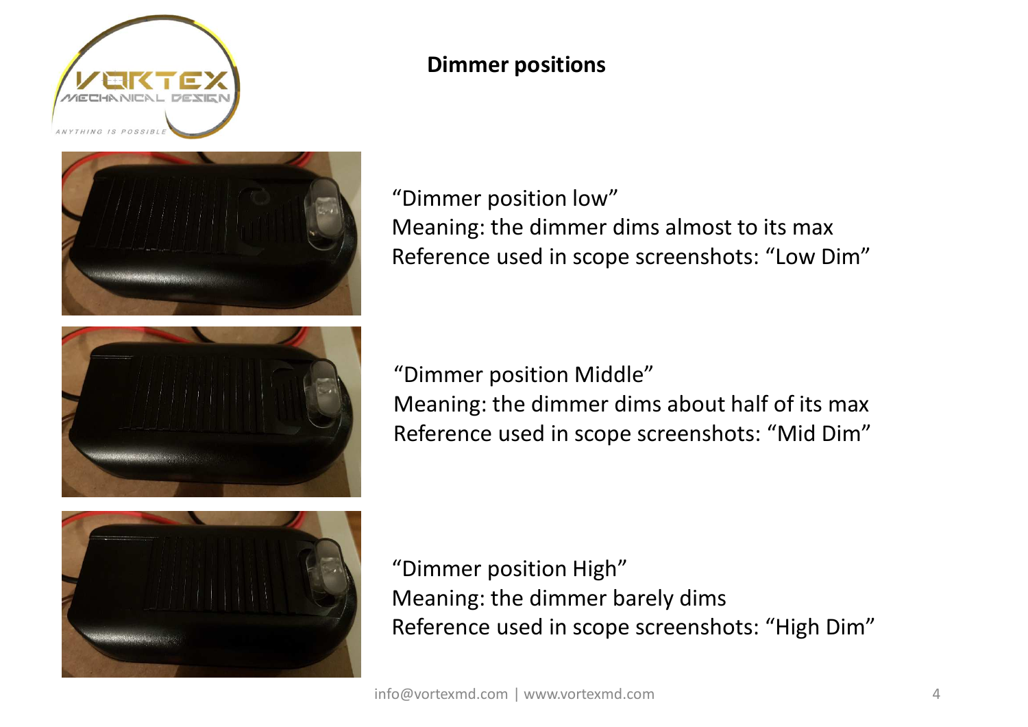**Dimmer positions**

“Dimmer position low”
Meaning: the dimmer dims almost to its max
Reference used in scope screenshots: “Low Dim”

“Dimmer position Middle”
Meaning: the dimmer dims about half of its max
Reference used in scope screenshots: “Mid Dim”

“Dimmer position High”
Meaning: the dimmer barely dims
Reference used in scope screenshots: “High Dim”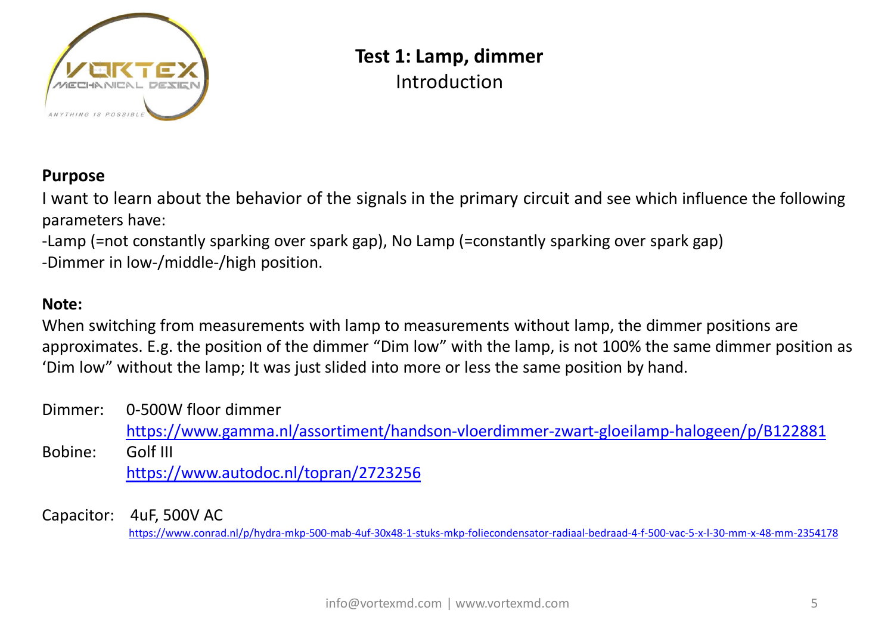# Test 1: Lamp, dimmer

## Introduction

**Purpose**

I want to learn about the behavior of the signals in the primary circuit and see which influence the following parameters have:

-Lamp (=not constantly sparking over spark gap), No Lamp (=constantly sparking over spark gap)

-Dimmer in low-/middle-/high position.

**Note:**

When switching from measurements with lamp to measurements without lamp, the dimmer positions are approximates. E.g. the position of the dimmer “Dim low” with the lamp, is not 100% the same dimmer position as ‘Dim low” without the lamp; It was just slided into more or less the same position by hand.

Dimmer: 0-500W floor dimmer
https://www.gamma.nl/assortiment/handson-vloerdimmer-zwart-gloeilamp-halogeen/p/B122881

Bobine: Golf III
https://www.autodoc.nl/topran/2723256

Capacitor: 4uF, 500V AC
https://www.conrad.nl/p/hydra-mkp-500-mab-4uf-30x48-1-stuks-mkp-foliecondensator-radiaal-bedraad-4-f-500-vac-5-x-l-30-mm-x-48-mm-2354178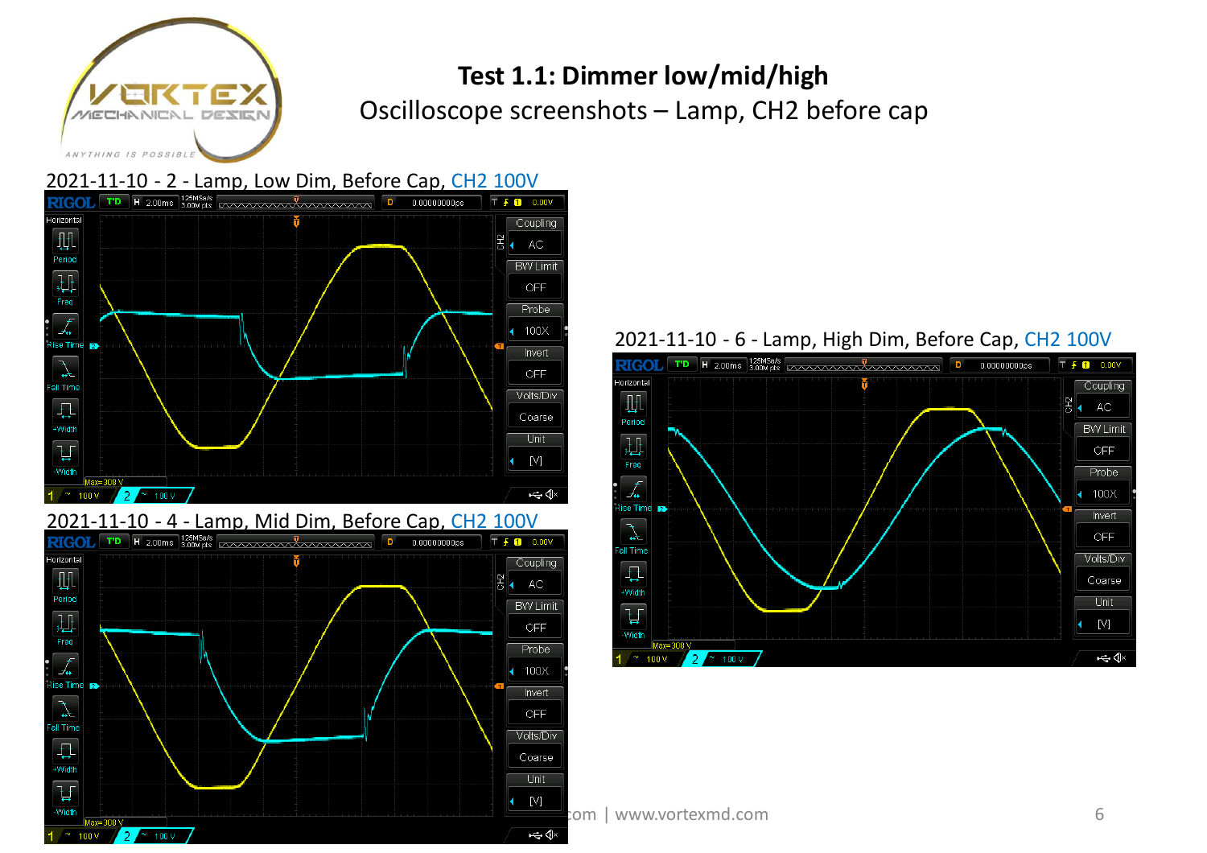# Test 1.1: Dimmer low/mid/high

Oscilloscope screenshots – Lamp, CH2 before cap

2021-11-10 - 2 - Lamp, Low Dim, Before Cap, CH2 100V

2021-11-10 - 4 - Lamp, Mid Dim, Before Cap, CH2 100V

2021-11-10 - 6 - Lamp, High Dim, Before Cap, CH2 100V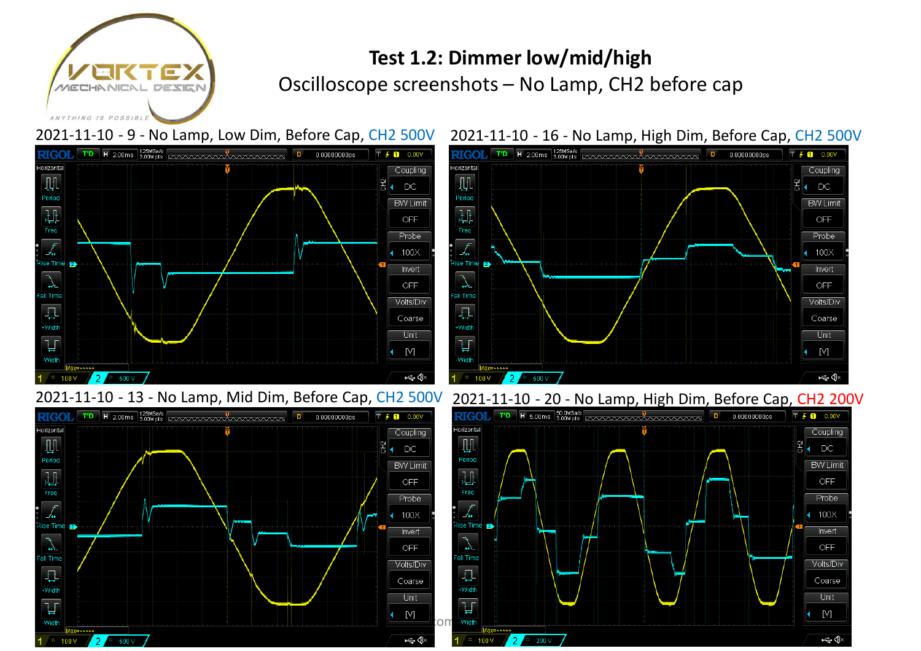# Test 1.2: Dimmer low/mid/high

Oscilloscope screenshots – No Lamp, CH2 before cap

2021-11-10 - 9 - No Lamp, Low Dim, Before Cap, CH2 500V

2021-11-10 - 16 - No Lamp, High Dim, Before Cap, CH2 500V

2021-11-10 - 13 - No Lamp, Mid Dim, Before Cap, CH2 500V

2021-11-10 - 20 - No Lamp, High Dim, Before Cap, CH2 200V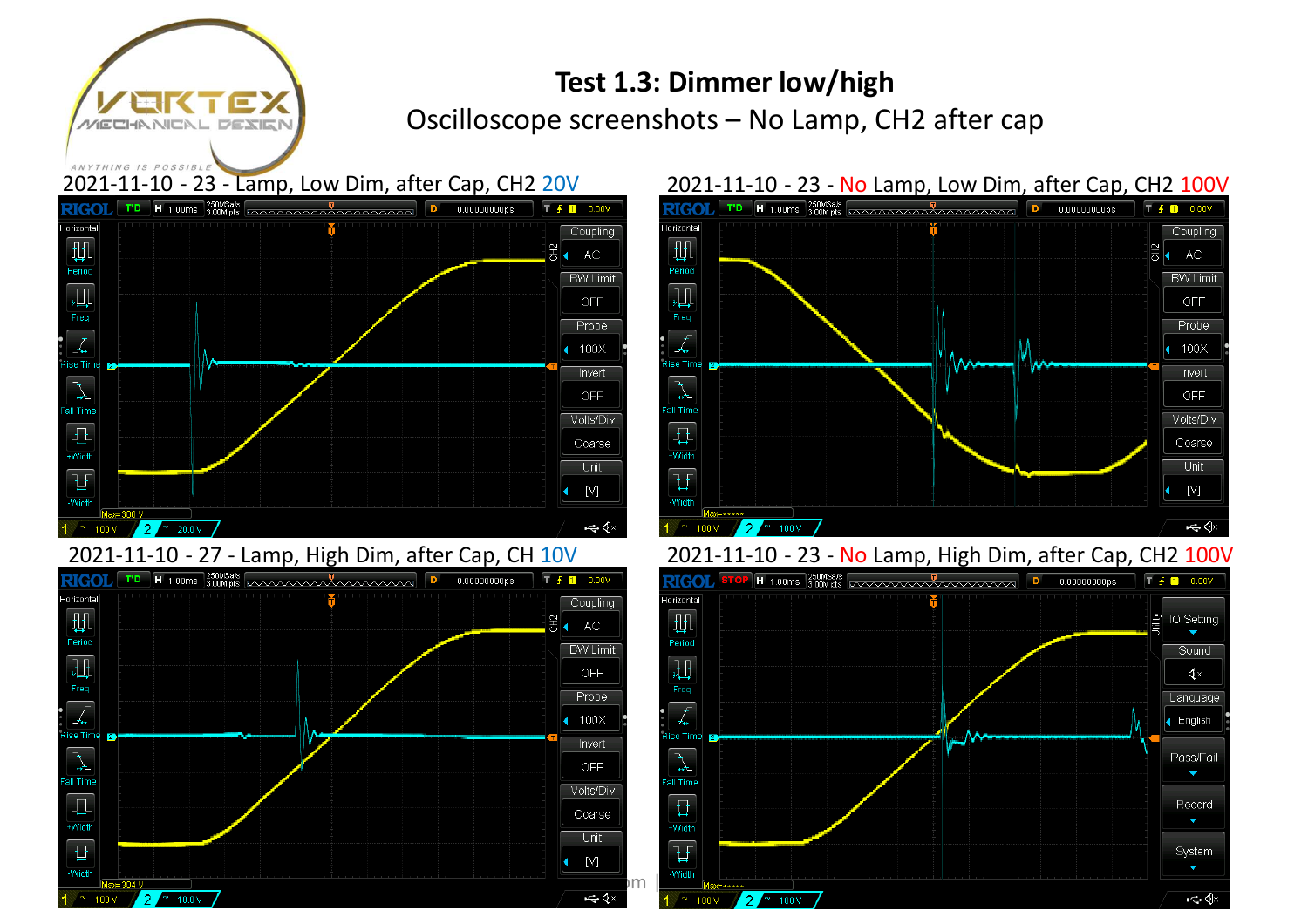# Test 1.3: Dimmer low/high

Oscilloscope screenshots – No Lamp, CH2 after cap

2021-11-10 - 23 - Lamp, Low Dim, after Cap, CH2 20V

2021-11-10 - 23 - No Lamp, Low Dim, after Cap, CH2 100V

2021-11-10 - 27 - Lamp, High Dim, after Cap, CH 10V

2021-11-10 - 23 - No Lamp, High Dim, after Cap, CH2 100V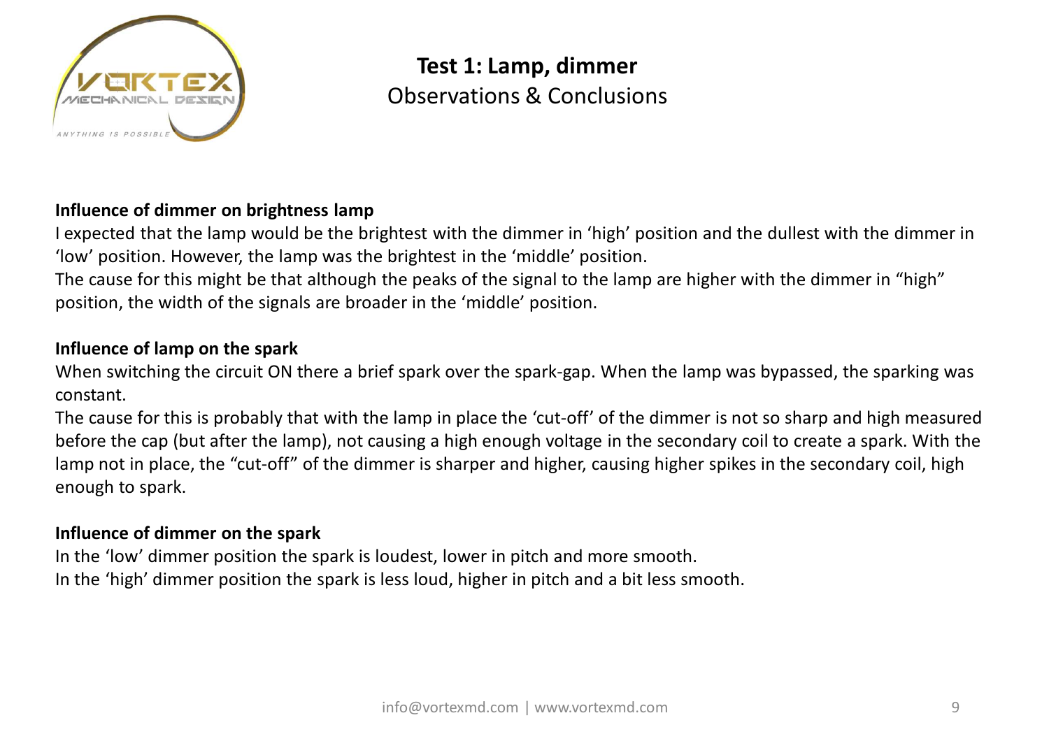# Test 1: Lamp, dimmer

## Observations & Conclusions

**Influence of dimmer on brightness lamp**

I expected that the lamp would be the brightest with the dimmer in 'high' position and the dullest with the dimmer in 'low' position. However, the lamp was the brightest in the 'middle' position.

The cause for this might be that although the peaks of the signal to the lamp are higher with the dimmer in "high" position, the width of the signals are broader in the 'middle' position.

**Influence of lamp on the spark**

When switching the circuit ON there a brief spark over the spark-gap. When the lamp was bypassed, the sparking was constant.

The cause for this is probably that with the lamp in place the 'cut-off' of the dimmer is not so sharp and high measured before the cap (but after the lamp), not causing a high enough voltage in the secondary coil to create a spark. With the lamp not in place, the "cut-off" of the dimmer is sharper and higher, causing higher spikes in the secondary coil, high enough to spark.

**Influence of dimmer on the spark**

In the 'low' dimmer position the spark is loudest, lower in pitch and more smooth.

In the 'high' dimmer position the spark is less loud, higher in pitch and a bit less smooth.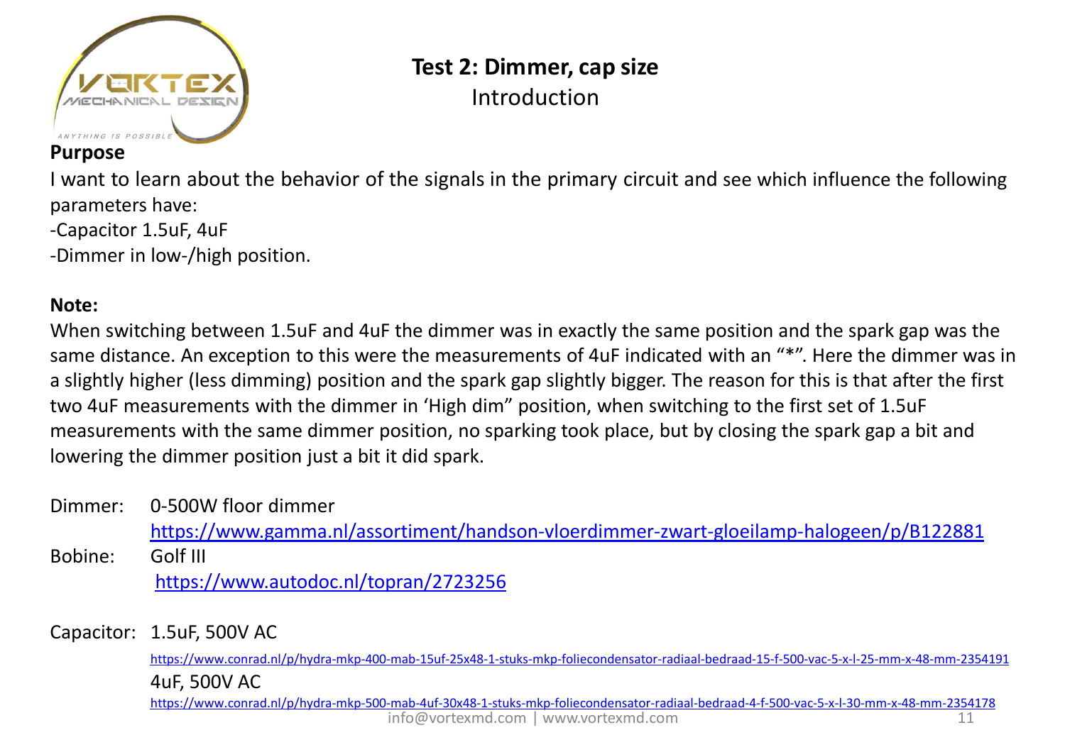# Test 2: Dimmer, cap size

## Introduction

**Purpose**

I want to learn about the behavior of the signals in the primary circuit and see which influence the following parameters have:

-Capacitor 1.5uF, 4uF

-Dimmer in low-/high position.

**Note:**

When switching between 1.5uF and 4uF the dimmer was in exactly the same position and the spark gap was the same distance. An exception to this were the measurements of 4uF indicated with an "*". Here the dimmer was in a slightly higher (less dimming) position and the spark gap slightly bigger. The reason for this is that after the first two 4uF measurements with the dimmer in 'High dim" position, when switching to the first set of 1.5uF measurements with the same dimmer position, no sparking took place, but by closing the spark gap a bit and lowering the dimmer position just a bit it did spark.

Dimmer: 0-500W floor dimmer
https://www.gamma.nl/assortiment/handson-vloerdimmer-zwart-gloeilamp-halogeen/p/B122881

Bobine: Golf III
https://www.autodoc.nl/topran/2723256

Capacitor: 1.5uF, 500V AC
https://www.conrad.nl/p/hydra-mkp-400-mab-15uf-25x48-1-stuks-mkp-foliecondensator-radiaal-bedraad-15-f-500-vac-5-x-l-25-mm-x-48-mm-2354191

4uF, 500V AC
https://www.conrad.nl/p/hydra-mkp-500-mab-4uf-30x48-1-stuks-mkp-foliecondensator-radiaal-bedraad-4-f-500-vac-5-x-l-30-mm-x-48-mm-2354178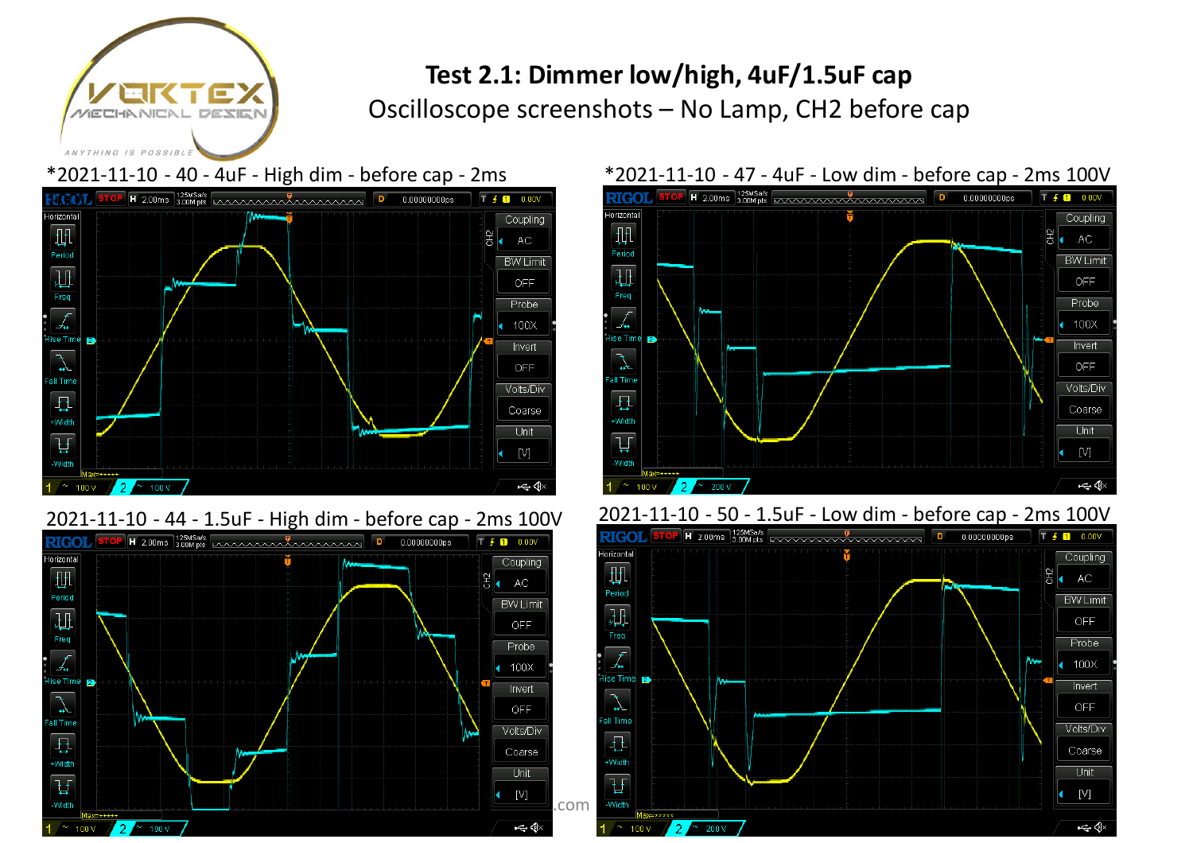# Test 2.1: Dimmer low/high, 4uF/1.5uF cap

Oscilloscope screenshots – No Lamp, CH2 before cap

*2021-11-10 - 40 - 4uF - High dim - before cap - 2ms

*2021-11-10 - 47 - 4uF - Low dim - before cap - 2ms 100V

2021-11-10 - 44 - 1.5uF - High dim - before cap - 2ms 100V

2021-11-10 - 50 - 1.5uF - Low dim - before cap - 2ms 100V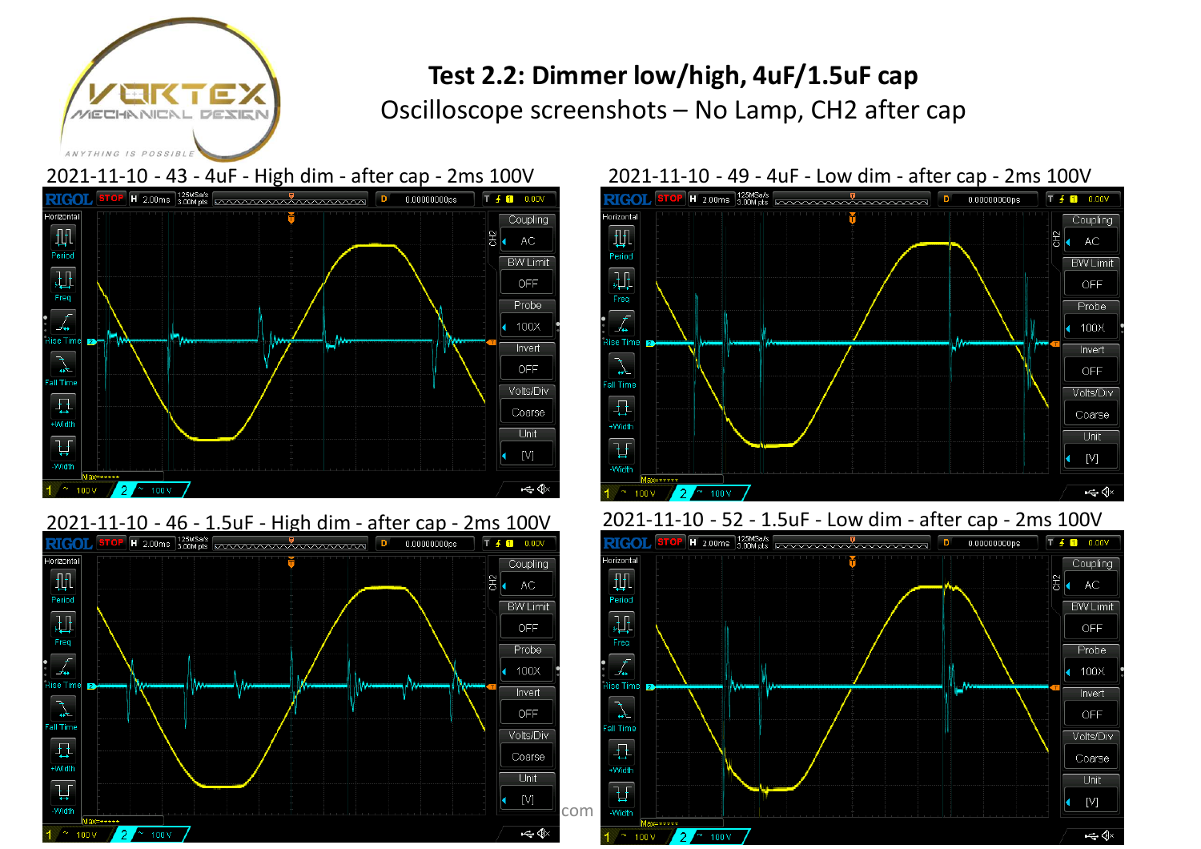# Test 2.2: Dimmer low/high, 4uF/1.5uF cap

Oscilloscope screenshots – No Lamp, CH2 after cap

2021-11-10 - 43 - 4uF - High dim - after cap - 2ms 100V

2021-11-10 - 49 - 4uF - Low dim - after cap - 2ms 100V

2021-11-10 - 46 - 1.5uF - High dim - after cap - 2ms 100V

2021-11-10 - 52 - 1.5uF - Low dim - after cap - 2ms 100V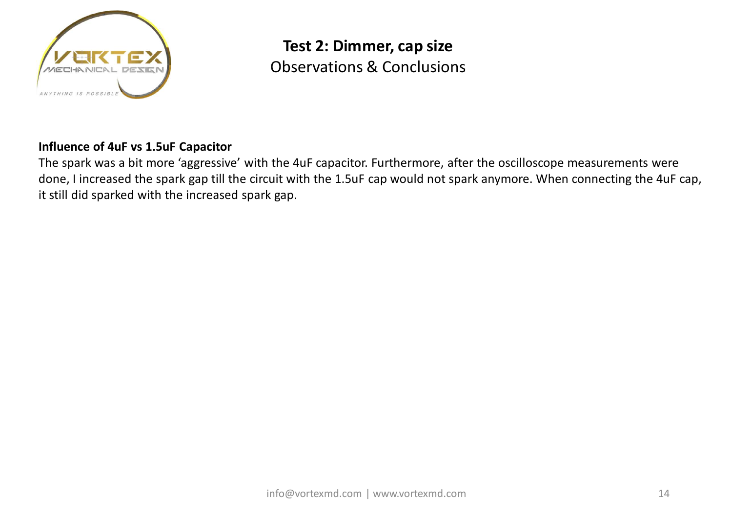# Test 2: Dimmer, cap size

Observations & Conclusions

**Influence of 4uF vs 1.5uF Capacitor**

The spark was a bit more 'aggressive' with the 4uF capacitor. Furthermore, after the oscilloscope measurements were done, I increased the spark gap till the circuit with the 1.5uF cap would not spark anymore. When connecting the 4uF cap, it still did sparked with the increased spark gap.